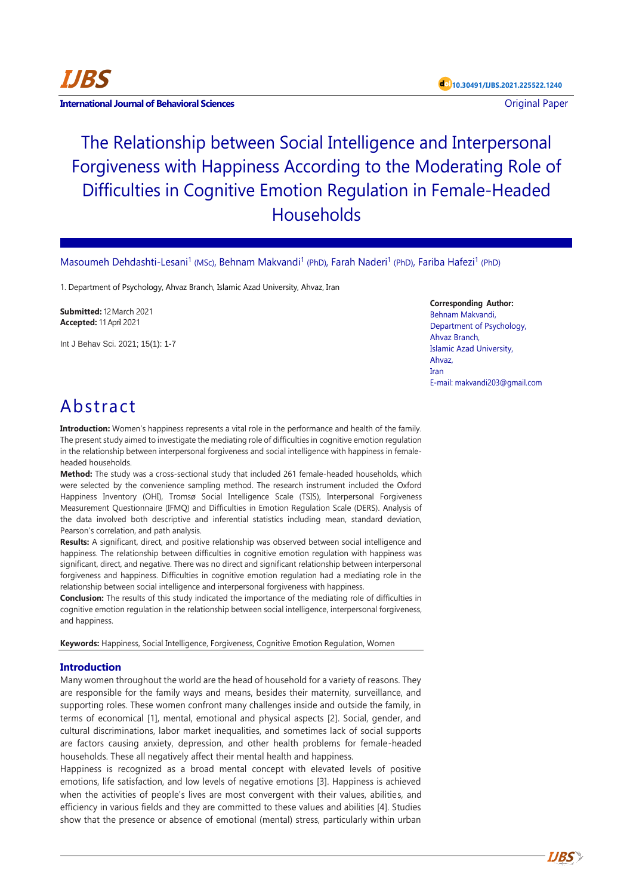Original Paper

# The Relationship between Social Intelligence and Interpersonal Forgiveness with Happiness According to the Moderating Role of Difficulties in Cognitive Emotion Regulation in Female-Headed Households

Masoumeh Dehdashti-Lesani[1] (MSc), Behnam Makvandi[1] (PhD), Farah Naderi[1] (PhD), Fariba Hafezi[1] (PhD)

1. Department of Psychology, Ahvaz Branch, Islamic Azad University, Ahvaz, Iran

**Submitted:** 12 March 2021
**Accepted:** 11 April 2021

Int J Behav Sci. 2021; 15(1): 1-7

**Corresponding Author:**
Behnam Makvandi,
Department of Psychology,
Ahvaz Branch,
Islamic Azad University,
Ahvaz,
Iran
E-mail: makvandi203@gmail.com

## Abstract

**Introduction:** Women's happiness represents a vital role in the performance and health of the family. The present study aimed to investigate the mediating role of difficulties in cognitive emotion regulation in the relationship between interpersonal forgiveness and social intelligence with happiness in female-headed households.

**Method:** The study was a cross-sectional study that included 261 female-headed households, which were selected by the convenience sampling method. The research instrument included the Oxford Happiness Inventory (OHI), Tromsø Social Intelligence Scale (TSIS), Interpersonal Forgiveness Measurement Questionnaire (IFMQ) and Difficulties in Emotion Regulation Scale (DERS). Analysis of the data involved both descriptive and inferential statistics including mean, standard deviation, Pearson's correlation, and path analysis.

**Results:** A significant, direct, and positive relationship was observed between social intelligence and happiness. The relationship between difficulties in cognitive emotion regulation with happiness was significant, direct, and negative. There was no direct and significant relationship between interpersonal forgiveness and happiness. Difficulties in cognitive emotion regulation had a mediating role in the relationship between social intelligence and interpersonal forgiveness with happiness.

**Conclusion:** The results of this study indicated the importance of the mediating role of difficulties in cognitive emotion regulation in the relationship between social intelligence, interpersonal forgiveness, and happiness.

**Keywords:** Happiness, Social Intelligence, Forgiveness, Cognitive Emotion Regulation, Women

## Introduction

Many women throughout the world are the head of household for a variety of reasons. They are responsible for the family ways and means, besides their maternity, surveillance, and supporting roles. These women confront many challenges inside and outside the family, in terms of economical [1], mental, emotional and physical aspects [2]. Social, gender, and cultural discriminations, labor market inequalities, and sometimes lack of social supports are factors causing anxiety, depression, and other health problems for female-headed households. These all negatively affect their mental health and happiness.

Happiness is recognized as a broad mental concept with elevated levels of positive emotions, life satisfaction, and low levels of negative emotions [3]. Happiness is achieved when the activities of people's lives are most convergent with their values, abilities, and efficiency in various fields and they are committed to these values and abilities [4]. Studies show that the presence or absence of emotional (mental) stress, particularly within urban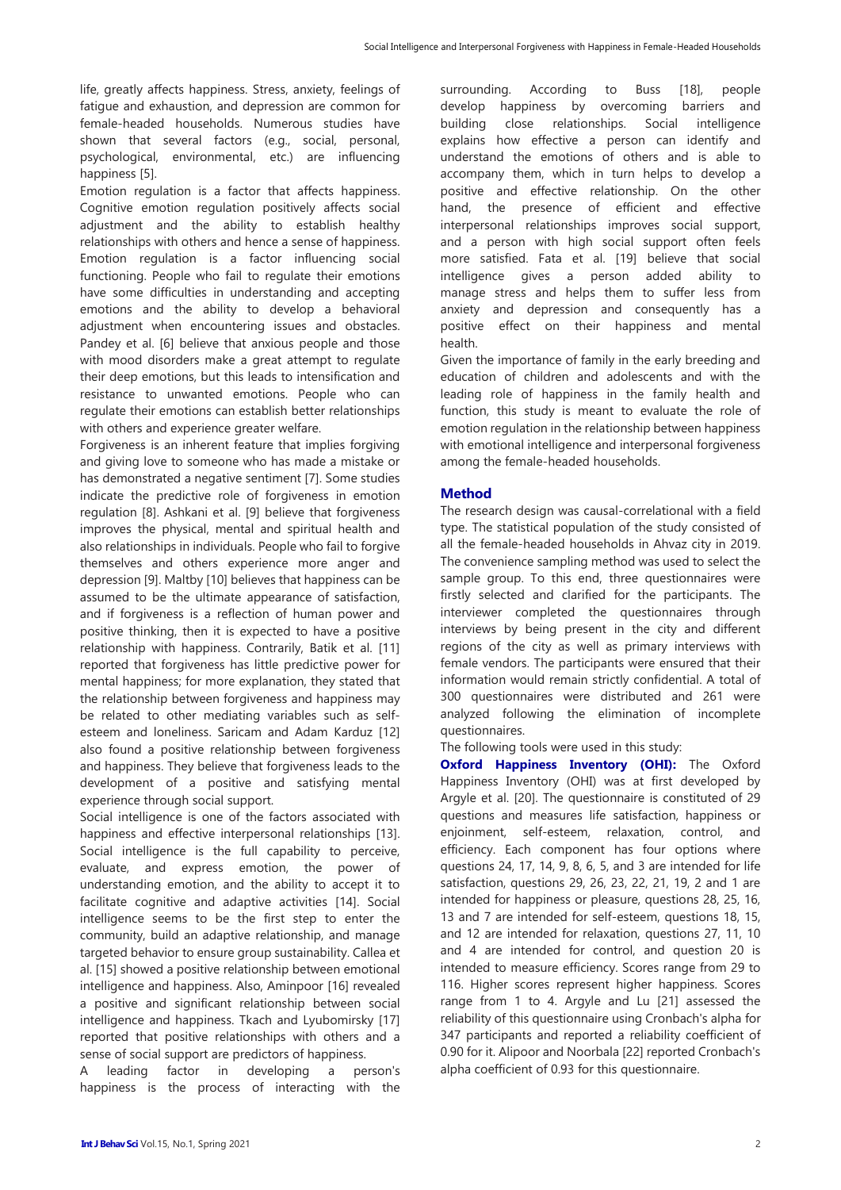life, greatly affects happiness. Stress, anxiety, feelings of fatigue and exhaustion, and depression are common for female-headed households. Numerous studies have shown that several factors (e.g., social, personal, psychological, environmental, etc.) are influencing happiness [5].

Emotion regulation is a factor that affects happiness. Cognitive emotion regulation positively affects social adjustment and the ability to establish healthy relationships with others and hence a sense of happiness. Emotion regulation is a factor influencing social functioning. People who fail to regulate their emotions have some difficulties in understanding and accepting emotions and the ability to develop a behavioral adjustment when encountering issues and obstacles. Pandey et al. [6] believe that anxious people and those with mood disorders make a great attempt to regulate their deep emotions, but this leads to intensification and resistance to unwanted emotions. People who can regulate their emotions can establish better relationships with others and experience greater welfare.

Forgiveness is an inherent feature that implies forgiving and giving love to someone who has made a mistake or has demonstrated a negative sentiment [7]. Some studies indicate the predictive role of forgiveness in emotion regulation [8]. Ashkani et al. [9] believe that forgiveness improves the physical, mental and spiritual health and also relationships in individuals. People who fail to forgive themselves and others experience more anger and depression [9]. Maltby [10] believes that happiness can be assumed to be the ultimate appearance of satisfaction, and if forgiveness is a reflection of human power and positive thinking, then it is expected to have a positive relationship with happiness. Contrarily, Batik et al. [11] reported that forgiveness has little predictive power for mental happiness; for more explanation, they stated that the relationship between forgiveness and happiness may be related to other mediating variables such as self-esteem and loneliness. Saricam and Adam Karduz [12] also found a positive relationship between forgiveness and happiness. They believe that forgiveness leads to the development of a positive and satisfying mental experience through social support.

Social intelligence is one of the factors associated with happiness and effective interpersonal relationships [13]. Social intelligence is the full capability to perceive, evaluate, and express emotion, the power of understanding emotion, and the ability to accept it to facilitate cognitive and adaptive activities [14]. Social intelligence seems to be the first step to enter the community, build an adaptive relationship, and manage targeted behavior to ensure group sustainability. Callea et al. [15] showed a positive relationship between emotional intelligence and happiness. Also, Aminpoor [16] revealed a positive and significant relationship between social intelligence and happiness. Tkach and Lyubomirsky [17] reported that positive relationships with others and a sense of social support are predictors of happiness.

A leading factor in developing a person's happiness is the process of interacting with the surrounding. According to Buss [18], people develop happiness by overcoming barriers and building close relationships. Social intelligence explains how effective a person can identify and understand the emotions of others and is able to accompany them, which in turn helps to develop a positive and effective relationship. On the other hand, the presence of efficient and effective interpersonal relationships improves social support, and a person with high social support often feels more satisfied. Fata et al. [19] believe that social intelligence gives a person added ability to manage stress and helps them to suffer less from anxiety and depression and consequently has a positive effect on their happiness and mental health.

Given the importance of family in the early breeding and education of children and adolescents and with the leading role of happiness in the family health and function, this study is meant to evaluate the role of emotion regulation in the relationship between happiness with emotional intelligence and interpersonal forgiveness among the female-headed households.

## Method

The research design was causal-correlational with a field type. The statistical population of the study consisted of all the female-headed households in Ahvaz city in 2019. The convenience sampling method was used to select the sample group. To this end, three questionnaires were firstly selected and clarified for the participants. The interviewer completed the questionnaires through interviews by being present in the city and different regions of the city as well as primary interviews with female vendors. The participants were ensured that their information would remain strictly confidential. A total of 300 questionnaires were distributed and 261 were analyzed following the elimination of incomplete questionnaires.

The following tools were used in this study:

**Oxford Happiness Inventory (OHI):** The Oxford Happiness Inventory (OHI) was at first developed by Argyle et al. [20]. The questionnaire is constituted of 29 questions and measures life satisfaction, happiness or enjoinment, self-esteem, relaxation, control, and efficiency. Each component has four options where questions 24, 17, 14, 9, 8, 6, 5, and 3 are intended for life satisfaction, questions 29, 26, 23, 22, 21, 19, 2 and 1 are intended for happiness or pleasure, questions 28, 25, 16, 13 and 7 are intended for self-esteem, questions 18, 15, and 12 are intended for relaxation, questions 27, 11, 10 and 4 are intended for control, and question 20 is intended to measure efficiency. Scores range from 29 to 116. Higher scores represent higher happiness. Scores range from 1 to 4. Argyle and Lu [21] assessed the reliability of this questionnaire using Cronbach's alpha for 347 participants and reported a reliability coefficient of 0.90 for it. Alipoor and Noorbala [22] reported Cronbach's alpha coefficient of 0.93 for this questionnaire.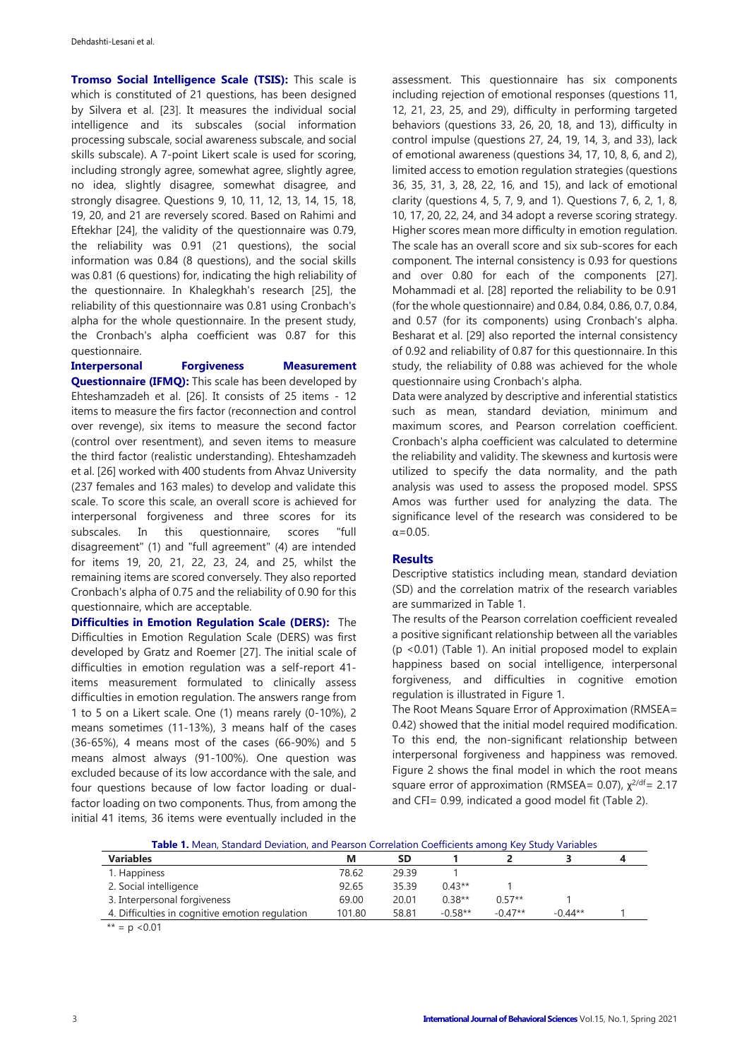**Tromso Social Intelligence Scale (TSIS):** This scale is which is constituted of 21 questions, has been designed by Silvera et al. [23]. It measures the individual social intelligence and its subscales (social information processing subscale, social awareness subscale, and social skills subscale). A 7-point Likert scale is used for scoring, including strongly agree, somewhat agree, slightly agree, no idea, slightly disagree, somewhat disagree, and strongly disagree. Questions 9, 10, 11, 12, 13, 14, 15, 18, 19, 20, and 21 are reversely scored. Based on Rahimi and Eftekhar [24], the validity of the questionnaire was 0.79, the reliability was 0.91 (21 questions), the social information was 0.84 (8 questions), and the social skills was 0.81 (6 questions) for, indicating the high reliability of the questionnaire. In Khalegkhah's research [25], the reliability of this questionnaire was 0.81 using Cronbach's alpha for the whole questionnaire. In the present study, the Cronbach's alpha coefficient was 0.87 for this questionnaire.

**Interpersonal Forgiveness Measurement Questionnaire (IFMQ):** This scale has been developed by Ehteshamzadeh et al. [26]. It consists of 25 items - 12 items to measure the firs factor (reconnection and control over revenge), six items to measure the second factor (control over resentment), and seven items to measure the third factor (realistic understanding). Ehteshamzadeh et al. [26] worked with 400 students from Ahvaz University (237 females and 163 males) to develop and validate this scale. To score this scale, an overall score is achieved for interpersonal forgiveness and three scores for its subscales. In this questionnaire, scores "full disagreement" (1) and "full agreement" (4) are intended for items 19, 20, 21, 22, 23, 24, and 25, whilst the remaining items are scored conversely. They also reported Cronbach's alpha of 0.75 and the reliability of 0.90 for this questionnaire, which are acceptable.

**Difficulties in Emotion Regulation Scale (DERS):** The Difficulties in Emotion Regulation Scale (DERS) was first developed by Gratz and Roemer [27]. The initial scale of difficulties in emotion regulation was a self-report 41-items measurement formulated to clinically assess difficulties in emotion regulation. The answers range from 1 to 5 on a Likert scale. One (1) means rarely (0-10%), 2 means sometimes (11-13%), 3 means half of the cases (36-65%), 4 means most of the cases (66-90%) and 5 means almost always (91-100%). One question was excluded because of its low accordance with the sale, and four questions because of low factor loading or dual-factor loading on two components. Thus, from among the initial 41 items, 36 items were eventually included in the assessment. This questionnaire has six components including rejection of emotional responses (questions 11, 12, 21, 23, 25, and 29), difficulty in performing targeted behaviors (questions 33, 26, 20, 18, and 13), difficulty in control impulse (questions 27, 24, 19, 14, 3, and 33), lack of emotional awareness (questions 34, 17, 10, 8, 6, and 2), limited access to emotion regulation strategies (questions 36, 35, 31, 3, 28, 22, 16, and 15), and lack of emotional clarity (questions 4, 5, 7, 9, and 1). Questions 7, 6, 2, 1, 8, 10, 17, 20, 22, 24, and 34 adopt a reverse scoring strategy. Higher scores mean more difficulty in emotion regulation. The scale has an overall score and six sub-scores for each component. The internal consistency is 0.93 for questions and over 0.80 for each of the components [27]. Mohammadi et al. [28] reported the reliability to be 0.91 (for the whole questionnaire) and 0.84, 0.84, 0.86, 0.7, 0.84, and 0.57 (for its components) using Cronbach's alpha. Besharat et al. [29] also reported the internal consistency of 0.92 and reliability of 0.87 for this questionnaire. In this study, the reliability of 0.88 was achieved for the whole questionnaire using Cronbach's alpha.

Data were analyzed by descriptive and inferential statistics such as mean, standard deviation, minimum and maximum scores, and Pearson correlation coefficient. Cronbach's alpha coefficient was calculated to determine the reliability and validity. The skewness and kurtosis were utilized to specify the data normality, and the path analysis was used to assess the proposed model. SPSS Amos was further used for analyzing the data. The significance level of the research was considered to be $\alpha=0.05$.

## Results

Descriptive statistics including mean, standard deviation (SD) and the correlation matrix of the research variables are summarized in Table 1.

The results of the Pearson correlation coefficient revealed a positive significant relationship between all the variables ($p<0.01$) (Table 1). An initial proposed model to explain happiness based on social intelligence, interpersonal forgiveness, and difficulties in cognitive emotion regulation is illustrated in Figure 1.

The Root Means Square Error of Approximation (RMSEA= 0.42) showed that the initial model required modification. To this end, the non-significant relationship between interpersonal forgiveness and happiness was removed. Figure 2 shows the final model in which the root means square error of approximation (RMSEA= 0.07), $\chi^{2/df}$= 2.17 and CFI= 0.99, indicated a good model fit (Table 2).

**Table 1.** Mean, Standard Deviation, and Pearson Correlation Coefficients among Key Study Variables

| Variables | M | SD | 1 | 2 | 3 | 4 |
|---|---|---|---|---|---|---|
| 1. Happiness | 78.62 | 29.39 | 1 | | | |
| 2. Social intelligence | 92.65 | 35.39 | 0.43** | 1 | | |
| 3. Interpersonal forgiveness | 69.00 | 20.01 | 0.38** | 0.57** | 1 | |
| 4. Difficulties in cognitive emotion regulation | 101.80 | 58.81 | -0.58** | -0.47** | -0.44** | 1 |

** = p <0.01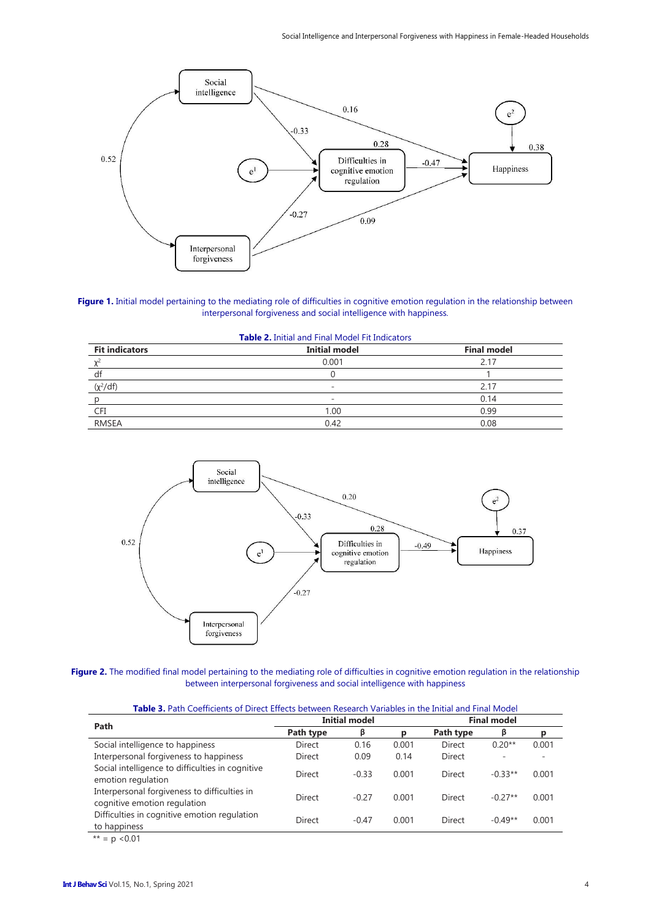**Figure 1.** Initial model pertaining to the mediating role of difficulties in cognitive emotion regulation in the relationship between interpersonal forgiveness and social intelligence with happiness.

**Table 2.** Initial and Final Model Fit Indicators

| Fit indicators | Initial model | Final model |
|---|---|---|
| $\chi^2$ | 0.001 | 2.17 |
| df | 0 | 1 |
| ($\chi^2$/df) | - | 2.17 |
| p | - | 0.14 |
| CFI | 1.00 | 0.99 |
| RMSEA | 0.42 | 0.08 |

**Figure 2.** The modified final model pertaining to the mediating role of difficulties in cognitive emotion regulation in the relationship between interpersonal forgiveness and social intelligence with happiness

**Table 3.** Path Coefficients of Direct Effects between Research Variables in the Initial and Final Model

| Path | Initial model | | | Final model | | |
|---|---|---|---|---|---|---|
| | Path type | β | p | Path type | β | p |
| Social intelligence to happiness | Direct | 0.16 | 0.001 | Direct | 0.20** | 0.001 |
| Interpersonal forgiveness to happiness | Direct | 0.09 | 0.14 | Direct | - | - |
| Social intelligence to difficulties in cognitive emotion regulation | Direct | -0.33 | 0.001 | Direct | -0.33** | 0.001 |
| Interpersonal forgiveness to difficulties in cognitive emotion regulation | Direct | -0.27 | 0.001 | Direct | -0.27** | 0.001 |
| Difficulties in cognitive emotion regulation to happiness | Direct | -0.47 | 0.001 | Direct | -0.49** | 0.001 |

** = p <0.01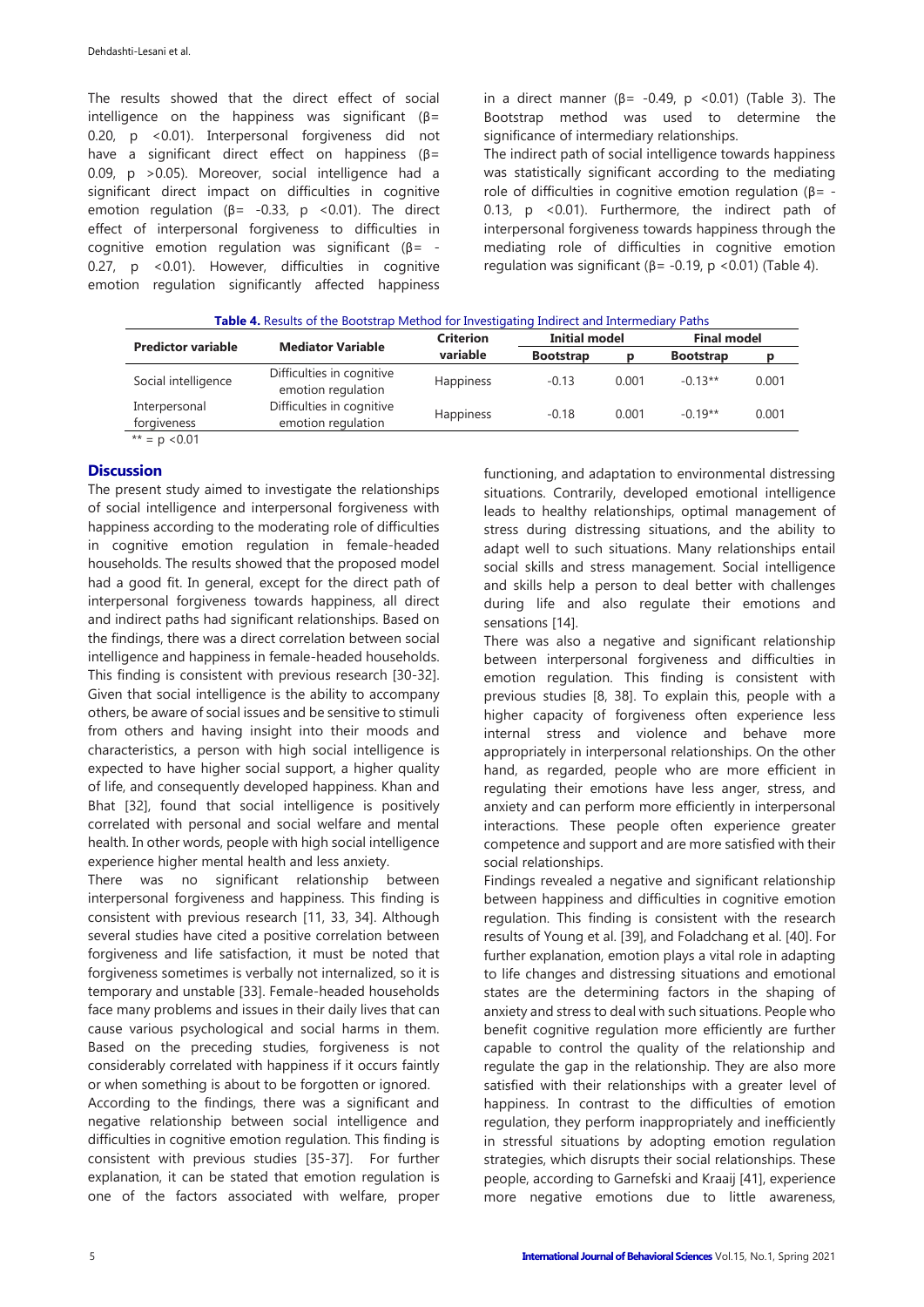The results showed that the direct effect of social intelligence on the happiness was significant (β= 0.20, $p < 0.01$). Interpersonal forgiveness did not have a significant direct effect on happiness (β= 0.09, $p > 0.05$). Moreover, social intelligence had a significant direct impact on difficulties in cognitive emotion regulation (β= -0.33, $p < 0.01$). The direct effect of interpersonal forgiveness to difficulties in cognitive emotion regulation was significant (β= -0.27, $p < 0.01$). However, difficulties in cognitive emotion regulation significantly affected happiness in a direct manner (β= -0.49, $p < 0.01$) (Table 3). The Bootstrap method was used to determine the significance of intermediary relationships.

The indirect path of social intelligence towards happiness was statistically significant according to the mediating role of difficulties in cognitive emotion regulation (β= -0.13, $p < 0.01$). Furthermore, the indirect path of interpersonal forgiveness towards happiness through the mediating role of difficulties in cognitive emotion regulation was significant (β= -0.19, $p < 0.01$) (Table 4).

**Table 4.** Results of the Bootstrap Method for Investigating Indirect and Intermediary Paths

| Predictor variable | Mediator Variable | Criterion variable | Initial model | | Final model | |
|---|---|---|---|---|---|---|
| | | | Bootstrap | p | Bootstrap | p |
| Social intelligence | Difficulties in cognitive emotion regulation | Happiness | -0.13 | 0.001 | -0.13** | 0.001 |
| Interpersonal forgiveness | Difficulties in cognitive emotion regulation | Happiness | -0.18 | 0.001 | -0.19** | 0.001 |

** = $p < 0.01$

## Discussion

The present study aimed to investigate the relationships of social intelligence and interpersonal forgiveness with happiness according to the moderating role of difficulties in cognitive emotion regulation in female-headed households. The results showed that the proposed model had a good fit. In general, except for the direct path of interpersonal forgiveness towards happiness, all direct and indirect paths had significant relationships. Based on the findings, there was a direct correlation between social intelligence and happiness in female-headed households. This finding is consistent with previous research [30-32]. Given that social intelligence is the ability to accompany others, be aware of social issues and be sensitive to stimuli from others and having insight into their moods and characteristics, a person with high social intelligence is expected to have higher social support, a higher quality of life, and consequently developed happiness. Khan and Bhat [32], found that social intelligence is positively correlated with personal and social welfare and mental health. In other words, people with high social intelligence experience higher mental health and less anxiety.

There was no significant relationship between interpersonal forgiveness and happiness. This finding is consistent with previous research [11, 33, 34]. Although several studies have cited a positive correlation between forgiveness and life satisfaction, it must be noted that forgiveness sometimes is verbally not internalized, so it is temporary and unstable [33]. Female-headed households face many problems and issues in their daily lives that can cause various psychological and social harms in them. Based on the preceding studies, forgiveness is not considerably correlated with happiness if it occurs faintly or when something is about to be forgotten or ignored.

According to the findings, there was a significant and negative relationship between social intelligence and difficulties in cognitive emotion regulation. This finding is consistent with previous studies [35-37]. For further explanation, it can be stated that emotion regulation is one of the factors associated with welfare, proper functioning, and adaptation to environmental distressing situations. Contrarily, developed emotional intelligence leads to healthy relationships, optimal management of stress during distressing situations, and the ability to adapt well to such situations. Many relationships entail social skills and stress management. Social intelligence and skills help a person to deal better with challenges during life and also regulate their emotions and sensations [14].

There was also a negative and significant relationship between interpersonal forgiveness and difficulties in emotion regulation. This finding is consistent with previous studies [8, 38]. To explain this, people with a higher capacity of forgiveness often experience less internal stress and violence and behave more appropriately in interpersonal relationships. On the other hand, as regarded, people who are more efficient in regulating their emotions have less anger, stress, and anxiety and can perform more efficiently in interpersonal interactions. These people often experience greater competence and support and are more satisfied with their social relationships.

Findings revealed a negative and significant relationship between happiness and difficulties in cognitive emotion regulation. This finding is consistent with the research results of Young et al. [39], and Foladchang et al. [40]. For further explanation, emotion plays a vital role in adapting to life changes and distressing situations and emotional states are the determining factors in the shaping of anxiety and stress to deal with such situations. People who benefit cognitive regulation more efficiently are further capable to control the quality of the relationship and regulate the gap in the relationship. They are also more satisfied with their relationships with a greater level of happiness. In contrast to the difficulties of emotion regulation, they perform inappropriately and inefficiently in stressful situations by adopting emotion regulation strategies, which disrupts their social relationships. These people, according to Garnefski and Kraaij [41], experience more negative emotions due to little awareness,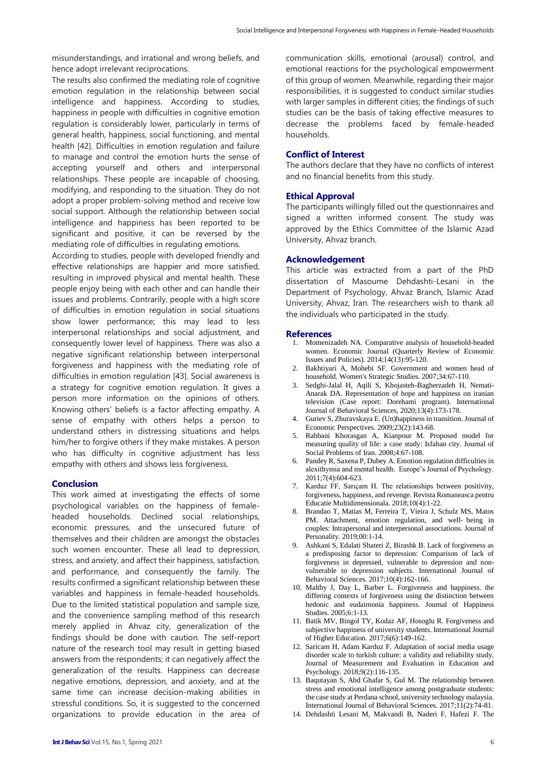misunderstandings, and irrational and wrong beliefs, and hence adopt irrelevant reciprocations.

The results also confirmed the mediating role of cognitive emotion regulation in the relationship between social intelligence and happiness. According to studies, happiness in people with difficulties in cognitive emotion regulation is considerably lower, particularly in terms of general health, happiness, social functioning, and mental health [42]. Difficulties in emotion regulation and failure to manage and control the emotion hurts the sense of accepting yourself and others and interpersonal relationships. These people are incapable of choosing, modifying, and responding to the situation. They do not adopt a proper problem-solving method and receive low social support. Although the relationship between social intelligence and happiness has been reported to be significant and positive, it can be reversed by the mediating role of difficulties in regulating emotions.

According to studies, people with developed friendly and effective relationships are happier and more satisfied, resulting in improved physical and mental health. These people enjoy being with each other and can handle their issues and problems. Contrarily, people with a high score of difficulties in emotion regulation in social situations show lower performance; this may lead to less interpersonal relationships and social adjustment, and consequently lower level of happiness. There was also a negative significant relationship between interpersonal forgiveness and happiness with the mediating role of difficulties in emotion regulation [43]. Social awareness is a strategy for cognitive emotion regulation. It gives a person more information on the opinions of others. Knowing others' beliefs is a factor affecting empathy. A sense of empathy with others helps a person to understand others in distressing situations and helps him/her to forgive others if they make mistakes. A person who has difficulty in cognitive adjustment has less empathy with others and shows less forgiveness.

## Conclusion

This work aimed at investigating the effects of some psychological variables on the happiness of female-headed households. Declined social relationships, economic pressures, and the unsecured future of themselves and their children are amongst the obstacles such women encounter. These all lead to depression, stress, and anxiety, and affect their happiness, satisfaction, and performance, and consequently the family. The results confirmed a significant relationship between these variables and happiness in female-headed households. Due to the limited statistical population and sample size, and the convenience sampling method of this research merely applied in Ahvaz city, generalization of the findings should be done with caution. The self-report nature of the research tool may result in getting biased answers from the respondents; it can negatively affect the generalization of the results. Happiness can decrease negative emotions, depression, and anxiety, and at the same time can increase decision-making abilities in stressful conditions. So, it is suggested to the concerned organizations to provide education in the area of communication skills, emotional (arousal) control, and emotional reactions for the psychological empowerment of this group of women. Meanwhile, regarding their major responsibilities, it is suggested to conduct similar studies with larger samples in different cities; the findings of such studies can be the basis of taking effective measures to decrease the problems faced by female-headed households.

## Conflict of Interest

The authors declare that they have no conflicts of interest and no financial benefits from this study.

## Ethical Approval

The participants willingly filled out the questionnaires and signed a written informed consent. The study was approved by the Ethics Committee of the Islamic Azad University, Ahvaz branch.

## Acknowledgement

This article was extracted from a part of the PhD dissertation of Masoume Dehdashti-Lesani in the Department of Psychology, Ahvaz Branch, Islamic Azad University, Ahvaz, Iran. The researchers wish to thank all the individuals who participated in the study.

## References

1. Momenizadeh NA. Comparative analysis of household-headed women. Economic Journal (Quarterly Review of Economic Issues and Policies). 2014;14(13):95-120.
2. Bakhtiyari A, Mohebi SF. Government and women head of household. Women's Strategic Studies. 2007;34:67-110.
3. Sedghi-Jalal H, Aqili S, Khojasteh-Bagherzadeh H, Nemati-Anarak DA. Representation of hope and happiness on iranian television (Case report: Dorehami program). International Journal of Behavioral Sciences, 2020;13(4):173-178.
4. Guriev S, Zhuravskaya E. (Un)happiness in transition. Journal of Economic Perspectives. 2009;23(2):143-68.
5. Rabbani Khorasgan A, Kianpour M. Proposed model for measuring quality of life: a case study: Isfahan city. Journal of Social Problems of Iran. 2008;4:67-108.
6. Pandey R, Saxena P, Dubey A. Emotion regulation difficulties in alexithymia and mental health. Europe's Journal of Psychology. 2011;7(4):604-623.
7. Karduz FF, Sarıçam H. The relationships between positivity, forgiveness, happiness, and revenge. Revista Romaneasca pentru Educatie Multidimensionala. 2018;10(4):1-22.
8. Brandao T, Matias M, Ferreira T, Vieira J, Schulz MS, Matos PM. Attachment, emotion regulation, and well- being in couples: Intrapersonal and interpersonal associations. Journal of Personality. 2019;00:1-14.
9. Ashkani S, Edalati Shateri Z, Birashk B. Lack of forgiveness as a predisposing factor to depression: Comparison of lack of forgiveness in depressed, vulnerable to depression and non-vulnerable to depression subjects. International Journal of Behavioral Sciences. 2017;10(4):162-166.
10. Maltby J, Day L, Barber L. Forgiveness and happiness. the differing contexts of forgiveness using the distinction between hedonic and eudaimonia happiness. Journal of Happiness Studies. 2005;6:1-13.
11. Batik MV, Bingol TY, Kodaz AF, Hosoglu R. Forgiveness and subjective happiness of university students. International Journal of Higher Education. 2017;6(6):149-162.
12. Saricam H, Adam Karduz F. Adaptation of social media usage disorder scale to turkish culture: a validity and reliability study. Journal of Measurement and Evaluation in Education and Psychology. 2018;9(2):116-135.
13. Baqutayan S, Abd Ghafar S, Gul M. The relationship between stress and emotional intelligence among postgraduate students: the case study at Perdana school, university technology malaysia. International Journal of Behavioral Sciences. 2017;11(2):74-81.
14. Dehdashti Lesani M, Makvandi B, Naderi F, Hafezi F. The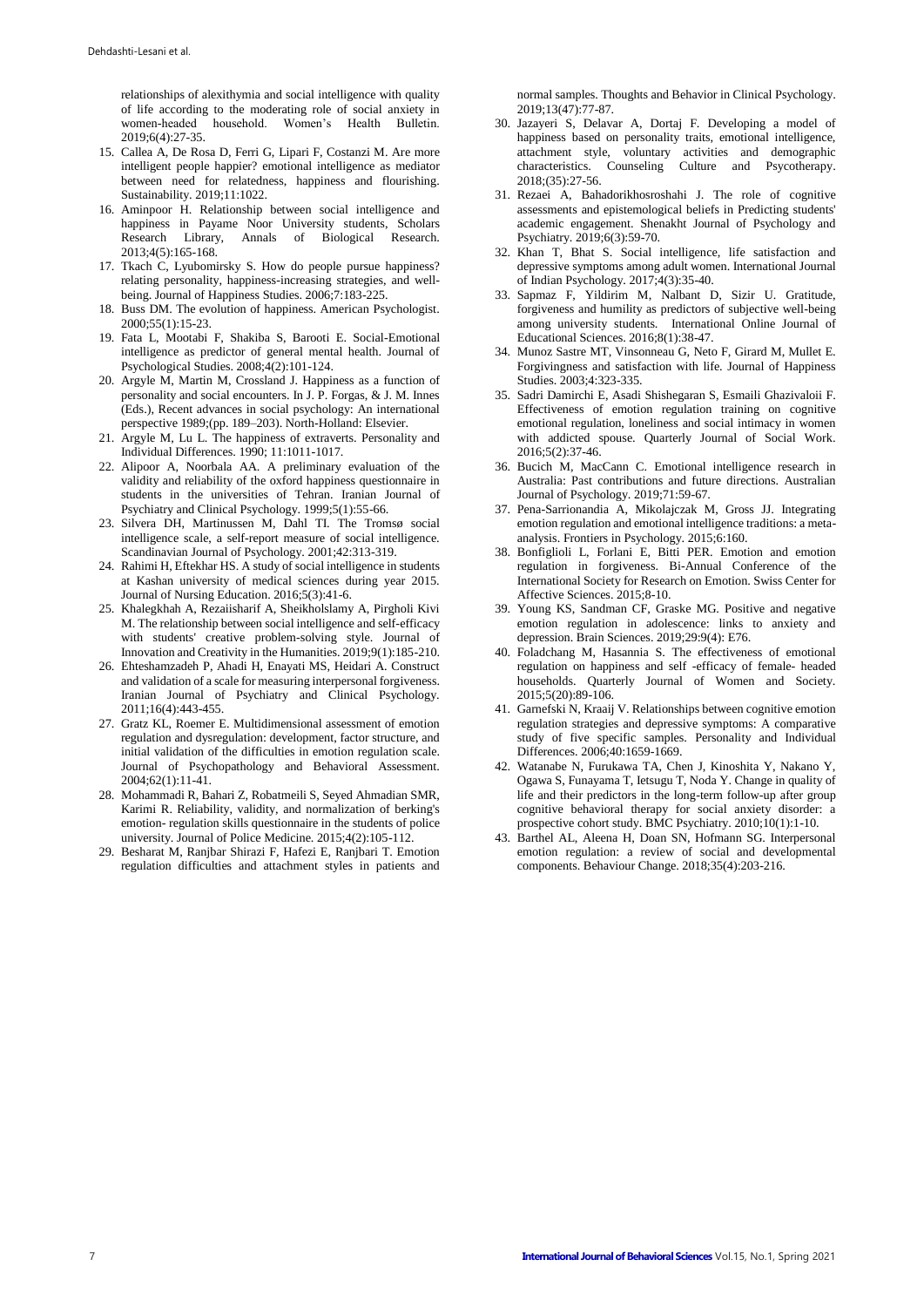relationships of alexithymia and social intelligence with quality of life according to the moderating role of social anxiety in women-headed household. Women's Health Bulletin. 2019;6(4):27-35.

15. Callea A, De Rosa D, Ferri G, Lipari F, Costanzi M. Are more intelligent people happier? emotional intelligence as mediator between need for relatedness, happiness and flourishing. Sustainability. 2019;11:1022.
16. Aminpoor H. Relationship between social intelligence and happiness in Payame Noor University students, Scholars Research Library, Annals of Biological Research. 2013;4(5):165-168.
17. Tkach C, Lyubomirsky S. How do people pursue happiness? relating personality, happiness-increasing strategies, and well-being. Journal of Happiness Studies. 2006;7:183-225.
18. Buss DM. The evolution of happiness. American Psychologist. 2000;55(1):15-23.
19. Fata L, Mootabi F, Shakiba S, Barooti E. Social-Emotional intelligence as predictor of general mental health. Journal of Psychological Studies. 2008;4(2):101-124.
20. Argyle M, Martin M, Crossland J. Happiness as a function of personality and social encounters. In J. P. Forgas, & J. M. Innes (Eds.), Recent advances in social psychology: An international perspective 1989;(pp. 189–203). North-Holland: Elsevier.
21. Argyle M, Lu L. The happiness of extraverts. Personality and Individual Differences. 1990; 11:1011-1017.
22. Alipoor A, Noorbala AA. A preliminary evaluation of the validity and reliability of the oxford happiness questionnaire in students in the universities of Tehran. Iranian Journal of Psychiatry and Clinical Psychology. 1999;5(1):55-66.
23. Silvera DH, Martinussen M, Dahl TI. The Tromsø social intelligence scale, a self-report measure of social intelligence. Scandinavian Journal of Psychology. 2001;42:313-319.
24. Rahimi H, Eftekhar HS. A study of social intelligence in students at Kashan university of medical sciences during year 2015. Journal of Nursing Education. 2016;5(3):41-6.
25. Khalegkhah A, Rezaiisharif A, Sheikholslamy A, Pirgholi Kivi M. The relationship between social intelligence and self-efficacy with students' creative problem-solving style. Journal of Innovation and Creativity in the Humanities. 2019;9(1):185-210.
26. Ehteshamzadeh P, Ahadi H, Enayati MS, Heidari A. Construct and validation of a scale for measuring interpersonal forgiveness. Iranian Journal of Psychiatry and Clinical Psychology. 2011;16(4):443-455.
27. Gratz KL, Roemer E. Multidimensional assessment of emotion regulation and dysregulation: development, factor structure, and initial validation of the difficulties in emotion regulation scale. Journal of Psychopathology and Behavioral Assessment. 2004;62(1):11-41.
28. Mohammadi R, Bahari Z, Robatmeili S, Seyed Ahmadian SMR, Karimi R. Reliability, validity, and normalization of berking's emotion- regulation skills questionnaire in the students of police university. Journal of Police Medicine. 2015;4(2):105-112.
29. Besharat M, Ranjbar Shirazi F, Hafezi E, Ranjbari T. Emotion regulation difficulties and attachment styles in patients and normal samples. Thoughts and Behavior in Clinical Psychology. 2019;13(47):77-87.
30. Jazayeri S, Delavar A, Dortaj F. Developing a model of happiness based on personality traits, emotional intelligence, attachment style, voluntary activities and demographic characteristics. Counseling Culture and Psycotherapy. 2018;(35):27-56.
31. Rezaei A, Bahadorikhosroshahi J. The role of cognitive assessments and epistemological beliefs in Predicting students' academic engagement. Shenakht Journal of Psychology and Psychiatry. 2019;6(3):59-70.
32. Khan T, Bhat S. Social intelligence, life satisfaction and depressive symptoms among adult women. International Journal of Indian Psychology. 2017;4(3):35-40.
33. Sapmaz F, Yildirim M, Nalbant D, Sizir U. Gratitude, forgiveness and humility as predictors of subjective well-being among university students. International Online Journal of Educational Sciences. 2016;8(1):38-47.
34. Munoz Sastre MT, Vinsonneau G, Neto F, Girard M, Mullet E. Forgivingness and satisfaction with life. Journal of Happiness Studies. 2003;4:323-335.
35. Sadri Damirchi E, Asadi Shishegaran S, Esmaili Ghazivaloii F. Effectiveness of emotion regulation training on cognitive emotional regulation, loneliness and social intimacy in women with addicted spouse. Quarterly Journal of Social Work. 2016;5(2):37-46.
36. Bucich M, MacCann C. Emotional intelligence research in Australia: Past contributions and future directions. Australian Journal of Psychology. 2019;71:59-67.
37. Pena-Sarrionandia A, Mikolajczak M, Gross JJ. Integrating emotion regulation and emotional intelligence traditions: a meta-analysis. Frontiers in Psychology. 2015;6:160.
38. Bonfiglioli L, Forlani E, Bitti PER. Emotion and emotion regulation in forgiveness. Bi-Annual Conference of the International Society for Research on Emotion. Swiss Center for Affective Sciences. 2015;8-10.
39. Young KS, Sandman CF, Graske MG. Positive and negative emotion regulation in adolescence: links to anxiety and depression. Brain Sciences. 2019;29:9(4): E76.
40. Foladchang M, Hasannia S. The effectiveness of emotional regulation on happiness and self -efficacy of female- headed households. Quarterly Journal of Women and Society. 2015;5(20):89-106.
41. Garnefski N, Kraaij V. Relationships between cognitive emotion regulation strategies and depressive symptoms: A comparative study of five specific samples. Personality and Individual Differences. 2006;40:1659-1669.
42. Watanabe N, Furukawa TA, Chen J, Kinoshita Y, Nakano Y, Ogawa S, Funayama T, Ietsugu T, Noda Y. Change in quality of life and their predictors in the long-term follow-up after group cognitive behavioral therapy for social anxiety disorder: a prospective cohort study. BMC Psychiatry. 2010;10(1):1-10.
43. Barthel AL, Aleena H, Doan SN, Hofmann SG. Interpersonal emotion regulation: a review of social and developmental components. Behaviour Change. 2018;35(4):203-216.